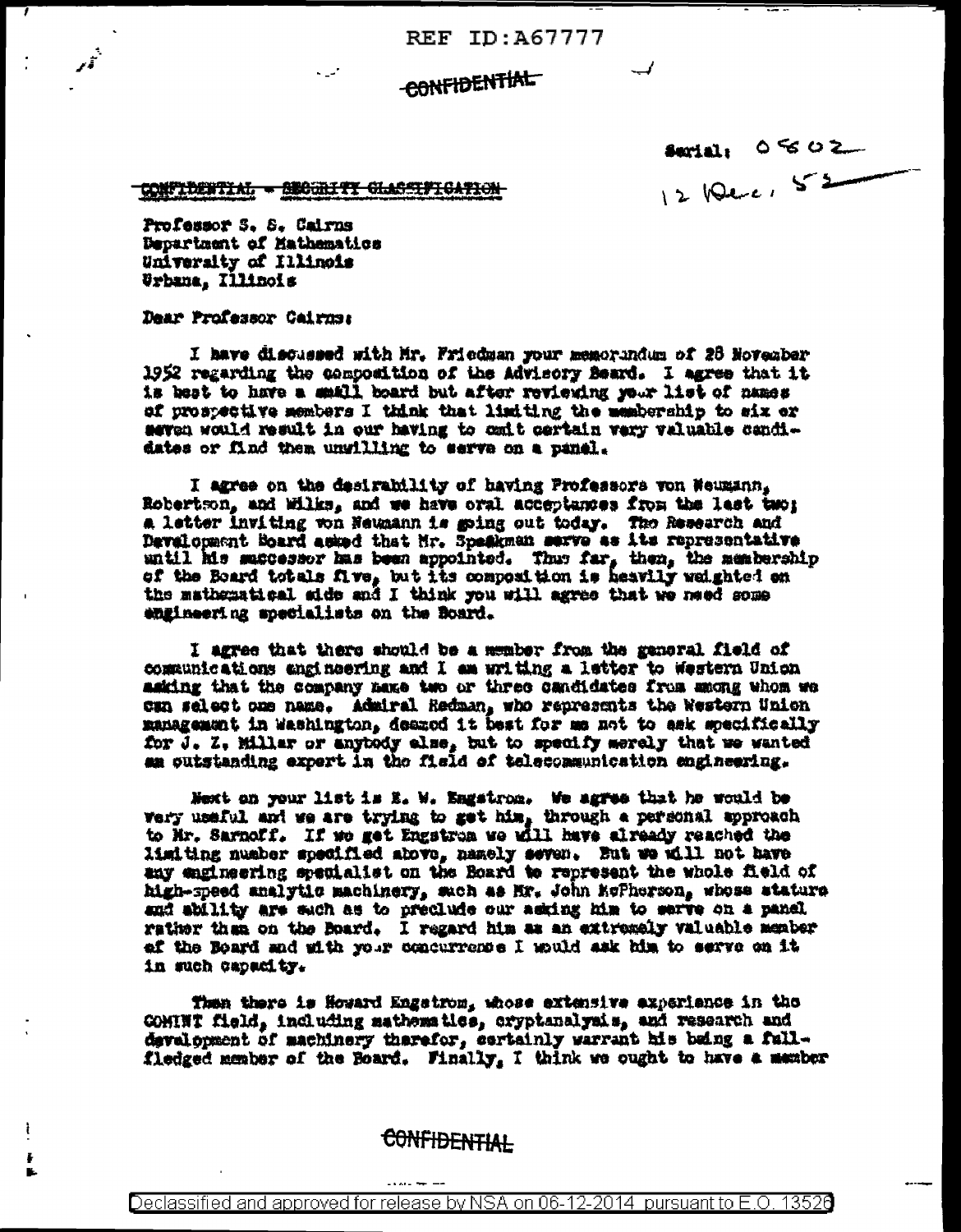CONFIDENTIAL

Serial: 0502
12 Dec, 52

~~CONFIDENTIAL - SECURITY CLASSIFICATION~~

Professor S. S. Cairns
Department of Mathematics
University of Illinois
Urbana, Illinois

Dear Professor Cairns:

I have discussed with Mr. Friedman your memorandum of 28 November 1952 regarding the composition of the Advisory Board. I agree that it is best to have a small board but after reviewing your list of names of prospective members I think that limiting the membership to six or seven would result in our having to omit certain very valuable candidates or find them unwilling to serve on a panel.

I agree on the desirability of having Professors von Neumann, Robertson, and Wilks, and we have oral acceptances from the last two; a letter inviting von Neumann is going out today. The Research and Development Board asked that Mr. Speakman serve as its representative until his successor has been appointed. Thus far, then, the membership of the Board totals five, but its composition is heavily weighted on the mathematical side and I think you will agree that we need some engineering specialists on the Board.

I agree that there should be a member from the general field of communications engineering and I am writing a letter to Western Union asking that the company name two or three candidates from among whom we can select one name. Admiral Redman, who represents the Western Union management in Washington, deemed it best for me not to ask specifically for J. Z. Millar or anybody else, but to specify merely that we wanted an outstanding expert in the field of telecommunication engineering.

Next on your list is E. W. Engstrom. We agree that he would be very useful and we are trying to get him, through a personal approach to Mr. Sarnoff. If we get Engstrom we will have already reached the limiting number specified above, namely seven. But we will not have any engineering specialist on the Board to represent the whole field of high-speed analytic machinery, such as Mr. John McPherson, whose stature and ability are such as to preclude our asking him to serve on a panel rather than on the Board. I regard him as an extremely valuable member of the Board and with your concurrence I would ask him to serve on it in such capacity.

Then there is Howard Engstrom, whose extensive experience in the COMINT field, including mathematics, cryptanalysis, and research and development of machinery therefor, certainly warrant his being a full-fledged member of the Board. Finally, I think we ought to have a member

CONFIDENTIAL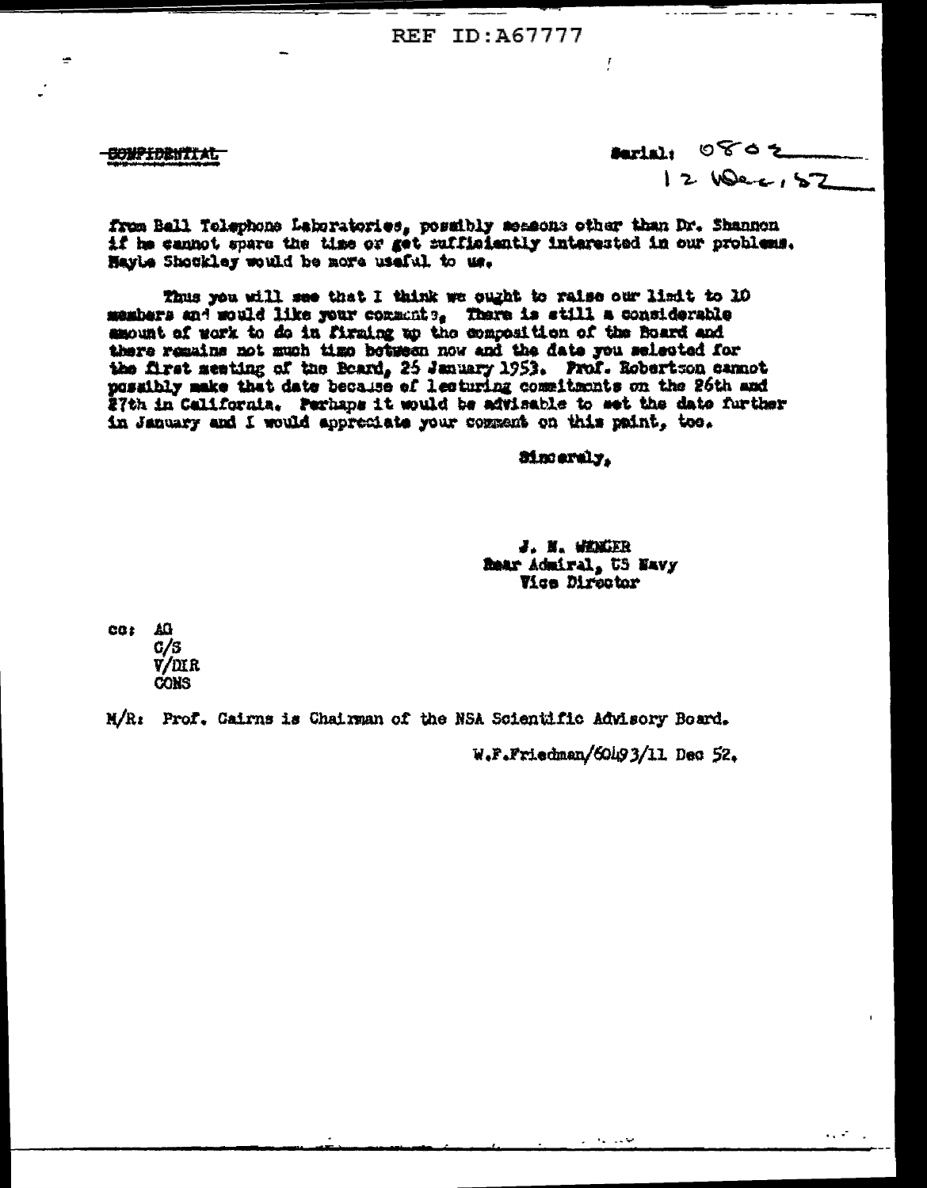CONFIDENTIAL

Serial: 0802
12 Dec, 52

from Bell Telephone Laboratories, possibly someone other than Dr. Shannon if he cannot spare the time or get sufficiently interested in our problems. Maybe Shockley would be more useful to us.

Thus you will see that I think we ought to raise our limit to 10 members and would like your comments. There is still a considerable amount of work to do in firming up the composition of the Board and there remains not much time between now and the date you selected for the first meeting of the Board, 25 January 1953. Prof. Robertson cannot possibly make that date because of lecturing commitments on the 26th and 27th in California. Perhaps it would be advisable to set the date further in January and I would appreciate your comment on this point, too.

Sincerely,

J. N. WENGER
Rear Admiral, US Navy
Vice Director

cc: AG
C/S
V/DIR
CONS

M/R: Prof. Cairns is Chairman of the NSA Scientific Advisory Board.

W.F.Friedman/60493/11 Dec 52.